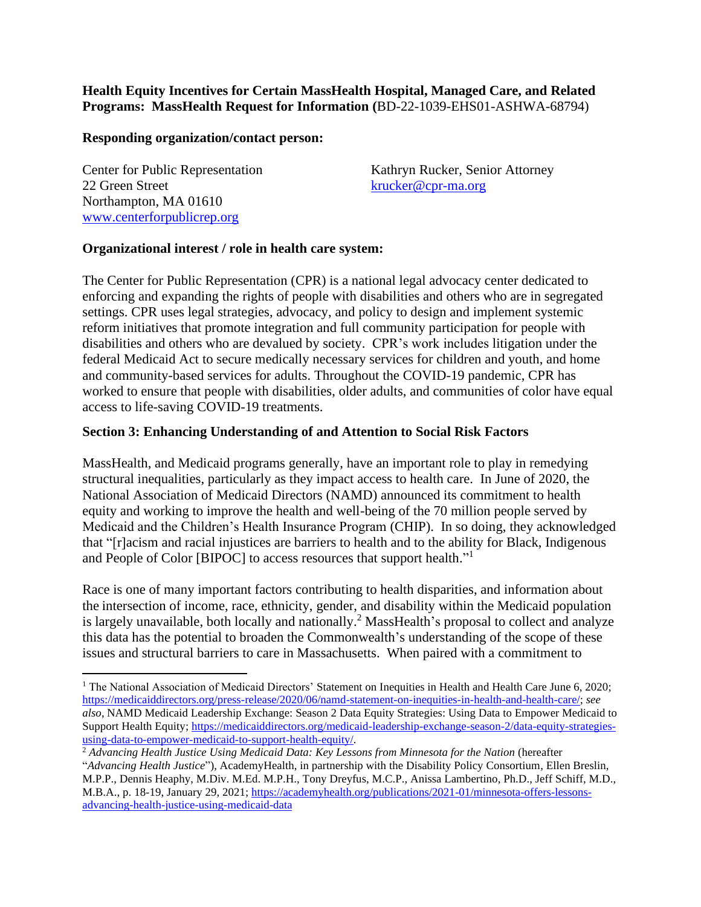**Health Equity Incentives for Certain MassHealth Hospital, Managed Care, and Related Programs: MassHealth Request for Information (**BD-22-1039-EHS01-ASHWA-68794)

**Responding organization/contact person:**

Center for Public Representation
22 Green Street
Northampton, MA 01610
www.centerforpublicrep.org

Kathryn Rucker, Senior Attorney
krucker@cpr-ma.org

**Organizational interest / role in health care system:**

The Center for Public Representation (CPR) is a national legal advocacy center dedicated to enforcing and expanding the rights of people with disabilities and others who are in segregated settings. CPR uses legal strategies, advocacy, and policy to design and implement systemic reform initiatives that promote integration and full community participation for people with disabilities and others who are devalued by society. CPR's work includes litigation under the federal Medicaid Act to secure medically necessary services for children and youth, and home and community-based services for adults. Throughout the COVID-19 pandemic, CPR has worked to ensure that people with disabilities, older adults, and communities of color have equal access to life-saving COVID-19 treatments.

**Section 3: Enhancing Understanding of and Attention to Social Risk Factors**

MassHealth, and Medicaid programs generally, have an important role to play in remedying structural inequalities, particularly as they impact access to health care. In June of 2020, the National Association of Medicaid Directors (NAMD) announced its commitment to health equity and working to improve the health and well-being of the 70 million people served by Medicaid and the Children's Health Insurance Program (CHIP). In so doing, they acknowledged that "[r]acism and racial injustices are barriers to health and to the ability for Black, Indigenous and People of Color [BIPOC] to access resources that support health."[1]

Race is one of many important factors contributing to health disparities, and information about the intersection of income, race, ethnicity, gender, and disability within the Medicaid population is largely unavailable, both locally and nationally.[2] MassHealth's proposal to collect and analyze this data has the potential to broaden the Commonwealth's understanding of the scope of these issues and structural barriers to care in Massachusetts. When paired with a commitment to

---

[1] The National Association of Medicaid Directors' Statement on Inequities in Health and Health Care June 6, 2020; https://medicaiddirectors.org/press-release/2020/06/namd-statement-on-inequities-in-health-and-health-care/; *see also*, NAMD Medicaid Leadership Exchange: Season 2 Data Equity Strategies: Using Data to Empower Medicaid to Support Health Equity; https://medicaiddirectors.org/medicaid-leadership-exchange-season-2/data-equity-strategies-using-data-to-empower-medicaid-to-support-health-equity/.

[2] *Advancing Health Justice Using Medicaid Data: Key Lessons from Minnesota for the Nation* (hereafter "*Advancing Health Justice*"), AcademyHealth, in partnership with the Disability Policy Consortium, Ellen Breslin, M.P.P., Dennis Heaphy, M.Div. M.Ed. M.P.H., Tony Dreyfus, M.C.P., Anissa Lambertino, Ph.D., Jeff Schiff, M.D., M.B.A., p. 18-19, January 29, 2021; https://academyhealth.org/publications/2021-01/minnesota-offers-lessons-advancing-health-justice-using-medicaid-data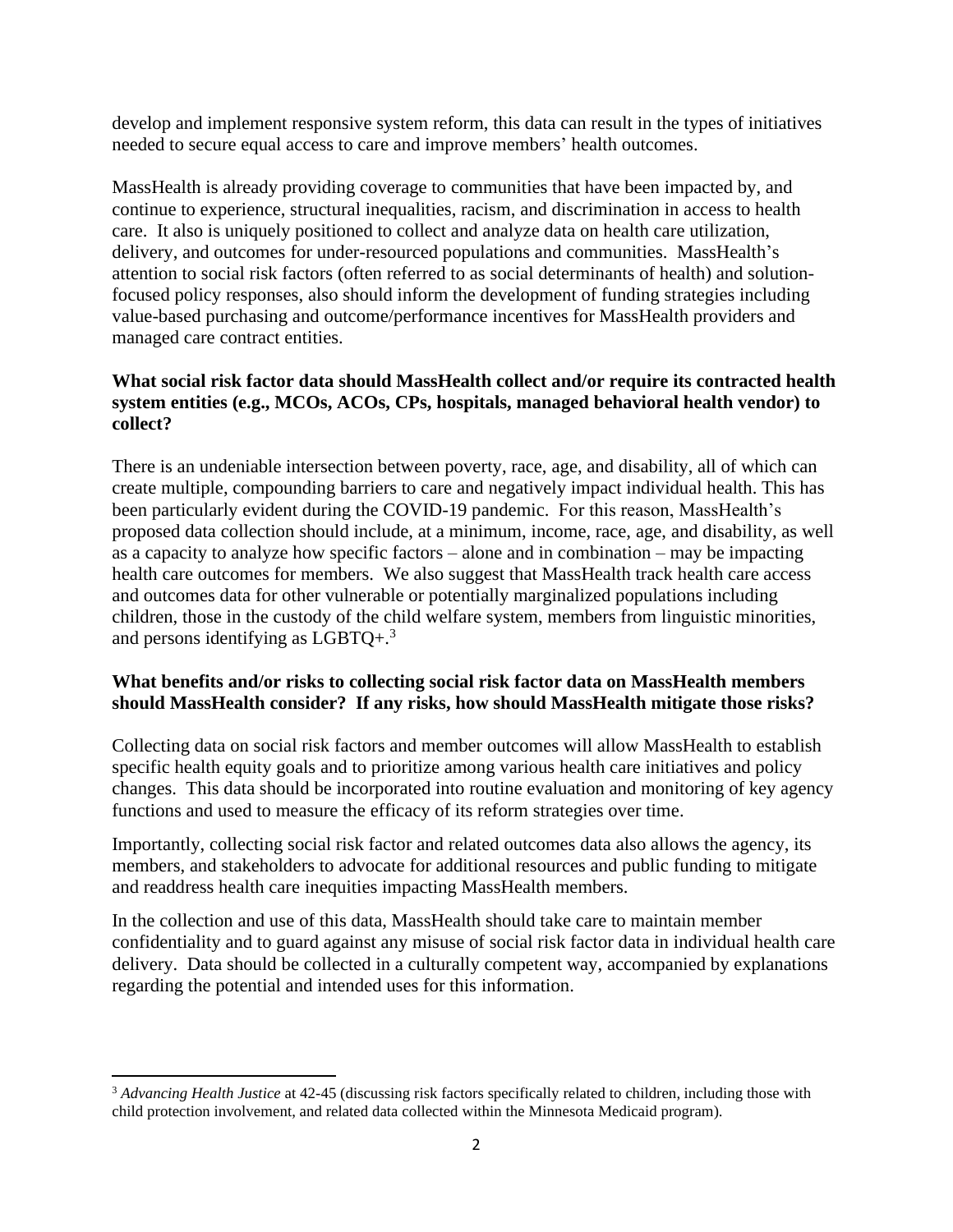develop and implement responsive system reform, this data can result in the types of initiatives needed to secure equal access to care and improve members' health outcomes.

MassHealth is already providing coverage to communities that have been impacted by, and continue to experience, structural inequalities, racism, and discrimination in access to health care. It also is uniquely positioned to collect and analyze data on health care utilization, delivery, and outcomes for under-resourced populations and communities. MassHealth's attention to social risk factors (often referred to as social determinants of health) and solution-focused policy responses, also should inform the development of funding strategies including value-based purchasing and outcome/performance incentives for MassHealth providers and managed care contract entities.

**What social risk factor data should MassHealth collect and/or require its contracted health system entities (e.g., MCOs, ACOs, CPs, hospitals, managed behavioral health vendor) to collect?**

There is an undeniable intersection between poverty, race, age, and disability, all of which can create multiple, compounding barriers to care and negatively impact individual health. This has been particularly evident during the COVID-19 pandemic. For this reason, MassHealth's proposed data collection should include, at a minimum, income, race, age, and disability, as well as a capacity to analyze how specific factors – alone and in combination – may be impacting health care outcomes for members. We also suggest that MassHealth track health care access and outcomes data for other vulnerable or potentially marginalized populations including children, those in the custody of the child welfare system, members from linguistic minorities, and persons identifying as LGBTQ+.[3]

**What benefits and/or risks to collecting social risk factor data on MassHealth members should MassHealth consider? If any risks, how should MassHealth mitigate those risks?**

Collecting data on social risk factors and member outcomes will allow MassHealth to establish specific health equity goals and to prioritize among various health care initiatives and policy changes. This data should be incorporated into routine evaluation and monitoring of key agency functions and used to measure the efficacy of its reform strategies over time.

Importantly, collecting social risk factor and related outcomes data also allows the agency, its members, and stakeholders to advocate for additional resources and public funding to mitigate and readdress health care inequities impacting MassHealth members.

In the collection and use of this data, MassHealth should take care to maintain member confidentiality and to guard against any misuse of social risk factor data in individual health care delivery. Data should be collected in a culturally competent way, accompanied by explanations regarding the potential and intended uses for this information.

---

[3] *Advancing Health Justice* at 42-45 (discussing risk factors specifically related to children, including those with child protection involvement, and related data collected within the Minnesota Medicaid program).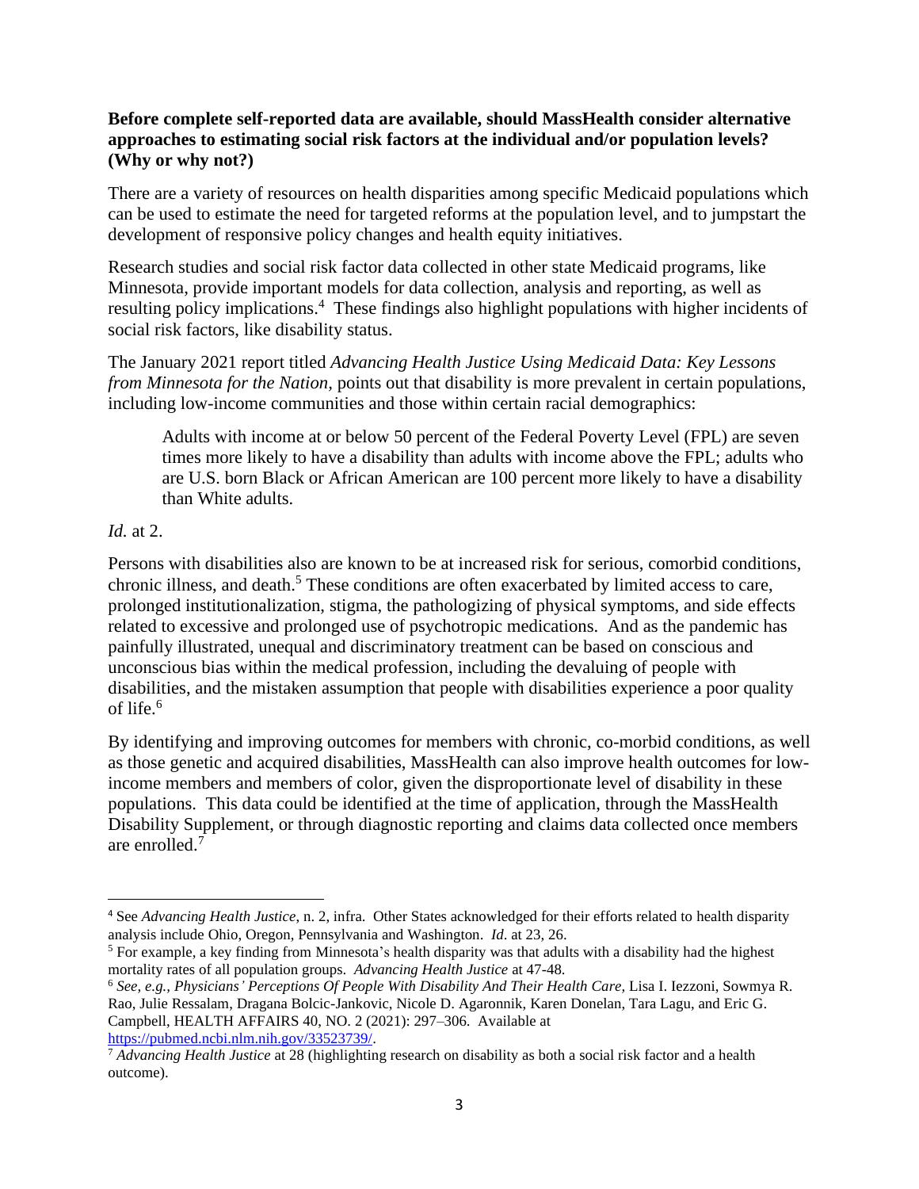**Before complete self-reported data are available, should MassHealth consider alternative approaches to estimating social risk factors at the individual and/or population levels? (Why or why not?)**

There are a variety of resources on health disparities among specific Medicaid populations which can be used to estimate the need for targeted reforms at the population level, and to jumpstart the development of responsive policy changes and health equity initiatives.

Research studies and social risk factor data collected in other state Medicaid programs, like Minnesota, provide important models for data collection, analysis and reporting, as well as resulting policy implications.[4] These findings also highlight populations with higher incidents of social risk factors, like disability status.

The January 2021 report titled *Advancing Health Justice Using Medicaid Data: Key Lessons from Minnesota for the Nation*, points out that disability is more prevalent in certain populations, including low-income communities and those within certain racial demographics:

> Adults with income at or below 50 percent of the Federal Poverty Level (FPL) are seven times more likely to have a disability than adults with income above the FPL; adults who are U.S. born Black or African American are 100 percent more likely to have a disability than White adults.

*Id.* at 2.

Persons with disabilities also are known to be at increased risk for serious, comorbid conditions, chronic illness, and death.[5] These conditions are often exacerbated by limited access to care, prolonged institutionalization, stigma, the pathologizing of physical symptoms, and side effects related to excessive and prolonged use of psychotropic medications. And as the pandemic has painfully illustrated, unequal and discriminatory treatment can be based on conscious and unconscious bias within the medical profession, including the devaluing of people with disabilities, and the mistaken assumption that people with disabilities experience a poor quality of life.[6]

By identifying and improving outcomes for members with chronic, co-morbid conditions, as well as those genetic and acquired disabilities, MassHealth can also improve health outcomes for low-income members and members of color, given the disproportionate level of disability in these populations. This data could be identified at the time of application, through the MassHealth Disability Supplement, or through diagnostic reporting and claims data collected once members are enrolled.[7]

---

[4] See *Advancing Health Justice*, n. 2, infra. Other States acknowledged for their efforts related to health disparity analysis include Ohio, Oregon, Pennsylvania and Washington. *Id*. at 23, 26.

[5] For example, a key finding from Minnesota's health disparity was that adults with a disability had the highest mortality rates of all population groups. *Advancing Health Justice* at 47-48.

[6] *See, e.g., Physicians' Perceptions Of People With Disability And Their Health Care,* Lisa I. Iezzoni, Sowmya R. Rao, Julie Ressalam, Dragana Bolcic-Jankovic, Nicole D. Agaronnik, Karen Donelan, Tara Lagu, and Eric G. Campbell, HEALTH AFFAIRS 40, NO. 2 (2021): 297–306. Available at https://pubmed.ncbi.nlm.nih.gov/33523739/.

[7] *Advancing Health Justice* at 28 (highlighting research on disability as both a social risk factor and a health outcome).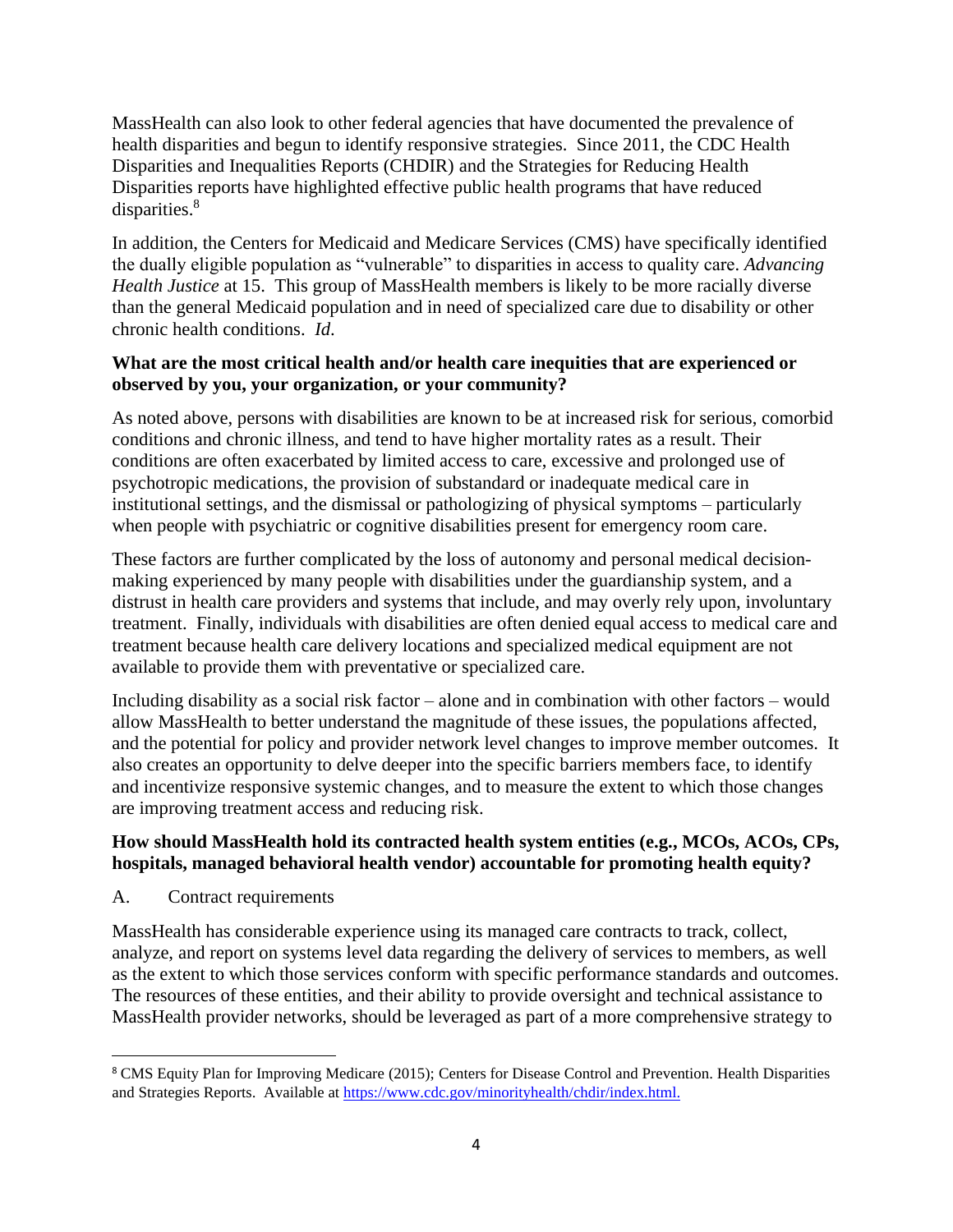MassHealth can also look to other federal agencies that have documented the prevalence of health disparities and begun to identify responsive strategies. Since 2011, the CDC Health Disparities and Inequalities Reports (CHDIR) and the Strategies for Reducing Health Disparities reports have highlighted effective public health programs that have reduced disparities.[8]

In addition, the Centers for Medicaid and Medicare Services (CMS) have specifically identified the dually eligible population as "vulnerable" to disparities in access to quality care. *Advancing Health Justice* at 15. This group of MassHealth members is likely to be more racially diverse than the general Medicaid population and in need of specialized care due to disability or other chronic health conditions. *Id.*

**What are the most critical health and/or health care inequities that are experienced or observed by you, your organization, or your community?**

As noted above, persons with disabilities are known to be at increased risk for serious, comorbid conditions and chronic illness, and tend to have higher mortality rates as a result. Their conditions are often exacerbated by limited access to care, excessive and prolonged use of psychotropic medications, the provision of substandard or inadequate medical care in institutional settings, and the dismissal or pathologizing of physical symptoms – particularly when people with psychiatric or cognitive disabilities present for emergency room care.

These factors are further complicated by the loss of autonomy and personal medical decision-making experienced by many people with disabilities under the guardianship system, and a distrust in health care providers and systems that include, and may overly rely upon, involuntary treatment. Finally, individuals with disabilities are often denied equal access to medical care and treatment because health care delivery locations and specialized medical equipment are not available to provide them with preventative or specialized care.

Including disability as a social risk factor – alone and in combination with other factors – would allow MassHealth to better understand the magnitude of these issues, the populations affected, and the potential for policy and provider network level changes to improve member outcomes. It also creates an opportunity to delve deeper into the specific barriers members face, to identify and incentivize responsive systemic changes, and to measure the extent to which those changes are improving treatment access and reducing risk.

**How should MassHealth hold its contracted health system entities (e.g., MCOs, ACOs, CPs, hospitals, managed behavioral health vendor) accountable for promoting health equity?**

A. Contract requirements

MassHealth has considerable experience using its managed care contracts to track, collect, analyze, and report on systems level data regarding the delivery of services to members, as well as the extent to which those services conform with specific performance standards and outcomes. The resources of these entities, and their ability to provide oversight and technical assistance to MassHealth provider networks, should be leveraged as part of a more comprehensive strategy to

---

[8] CMS Equity Plan for Improving Medicare (2015); Centers for Disease Control and Prevention. Health Disparities and Strategies Reports. Available at https://www.cdc.gov/minorityhealth/chdir/index.html.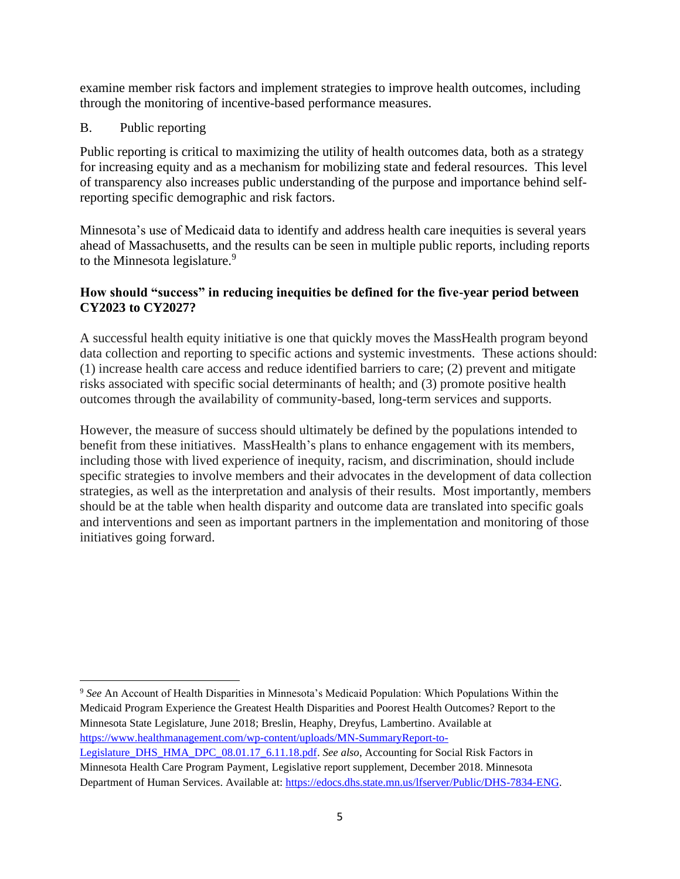examine member risk factors and implement strategies to improve health outcomes, including through the monitoring of incentive-based performance measures.

B. Public reporting

Public reporting is critical to maximizing the utility of health outcomes data, both as a strategy for increasing equity and as a mechanism for mobilizing state and federal resources. This level of transparency also increases public understanding of the purpose and importance behind self-reporting specific demographic and risk factors.

Minnesota's use of Medicaid data to identify and address health care inequities is several years ahead of Massachusetts, and the results can be seen in multiple public reports, including reports to the Minnesota legislature.[9]

**How should "success" in reducing inequities be defined for the five-year period between CY2023 to CY2027?**

A successful health equity initiative is one that quickly moves the MassHealth program beyond data collection and reporting to specific actions and systemic investments. These actions should: (1) increase health care access and reduce identified barriers to care; (2) prevent and mitigate risks associated with specific social determinants of health; and (3) promote positive health outcomes through the availability of community-based, long-term services and supports.

However, the measure of success should ultimately be defined by the populations intended to benefit from these initiatives. MassHealth's plans to enhance engagement with its members, including those with lived experience of inequity, racism, and discrimination, should include specific strategies to involve members and their advocates in the development of data collection strategies, as well as the interpretation and analysis of their results. Most importantly, members should be at the table when health disparity and outcome data are translated into specific goals and interventions and seen as important partners in the implementation and monitoring of those initiatives going forward.

---

[9] *See* An Account of Health Disparities in Minnesota's Medicaid Population: Which Populations Within the Medicaid Program Experience the Greatest Health Disparities and Poorest Health Outcomes? Report to the Minnesota State Legislature, June 2018; Breslin, Heaphy, Dreyfus, Lambertino. Available at https://www.healthmanagement.com/wp-content/uploads/MN-SummaryReport-to-Legislature_DHS_HMA_DPC_08.01.17_6.11.18.pdf. *See also*, Accounting for Social Risk Factors in Minnesota Health Care Program Payment, Legislative report supplement, December 2018. Minnesota Department of Human Services. Available at: https://edocs.dhs.state.mn.us/lfserver/Public/DHS-7834-ENG.